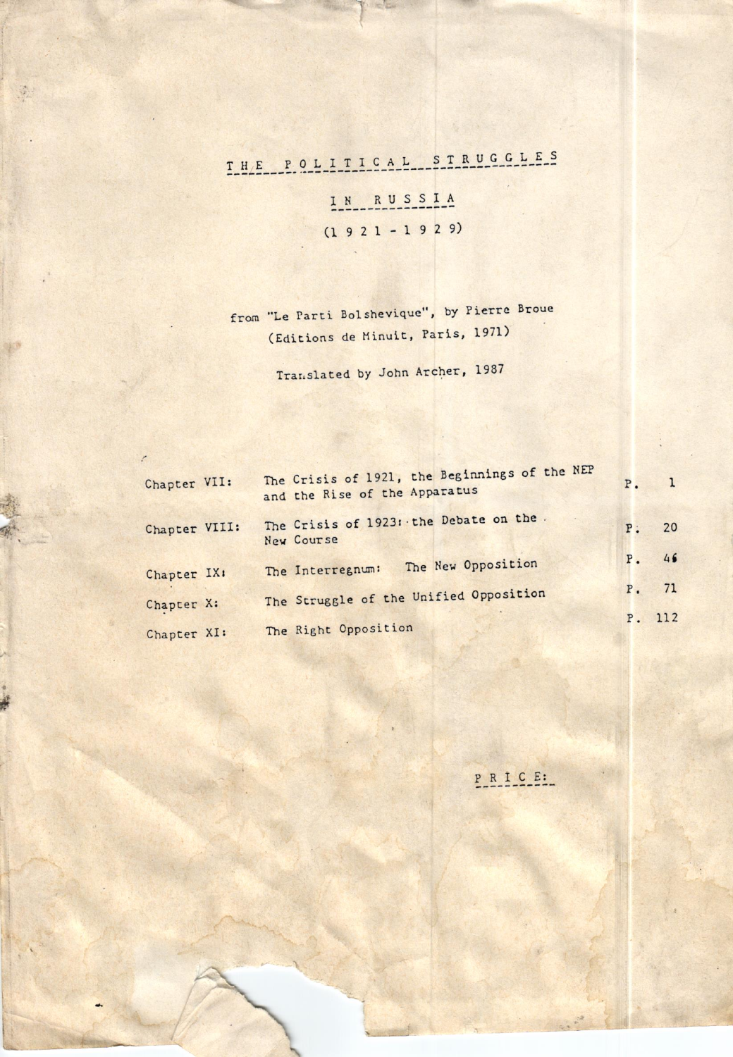# THE POLITICAL STRUGGLES IN RUSSIA

## (1921 - 1929)

from "Le Parti Bolshevique", by Pierre Broue
(Editions de Minuit, Paris, 1971)

Translated by John Archer, 1987

| | | |
|---|---|---|
| Chapter VII: | The Crisis of 1921, the Beginnings of the NEP and the Rise of the Apparatus | P. 1 |
| Chapter VIII: | The Crisis of 1923: the Debate on the New Course | P. 20 |
| Chapter IX: | The Interregnum: The New Opposition | P. 46 |
| Chapter X: | The Struggle of the Unified Opposition | P. 71 |
| Chapter XI: | The Right Opposition | P. 112 |

PRICE: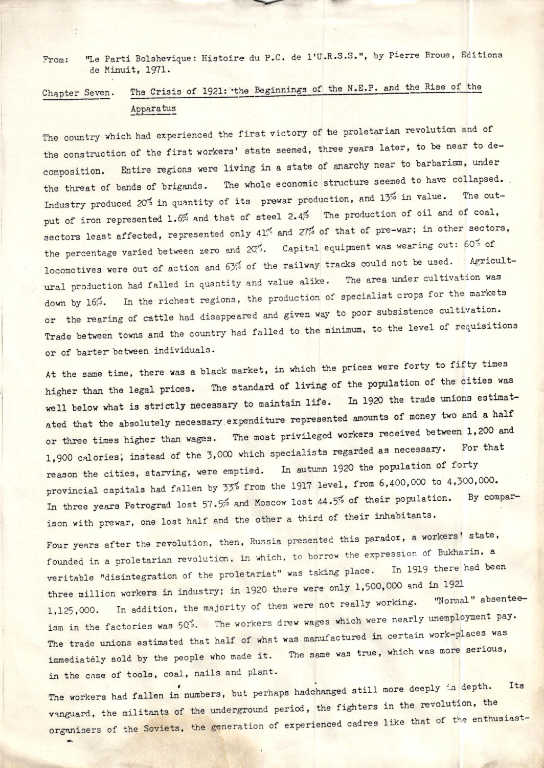From: "Le Parti Bolshevique: Histoire du P.C. de l'U.R.S.S.", by Pierre Broue, Editions de Minuit, 1971.

## Chapter Seven. The Crisis of 1921: the Beginnings of the N.E.P. and the Rise of the Apparatus

The country which had experienced the first victory of he proletarian revolution and of the construction of the first workers' state seemed, three years later, to be near to decomposition. Entire regions were living in a state of anarchy near to barbarism, under the threat of bands of brigands. The whole economic structure seemed to have collapsed. Industry produced 20% in quantity of its prewar production, and 13% in value. The output of iron represented 1.6% and that of steel 2.4% The production of oil and of coal, sectors least affected, represented only 41% and 27% of that of pre-war; in other sectors, the percentage varied between zero and 20%. Capital equipment was wearing out: 60% of locomotives were out of action and 63% of the railway tracks could not be used. Agricultural production had falled in quantity and value alike. The area under cultivation was down by 16%. In the richest regions, the production of specialist crops for the markets or the rearing of cattle had disappeared and given way to poor subsistence cultivation. Trade between towns and the country had falled to the minimum, to the level of requisitions or of barter between individuals.

At the same time, there was a black market, in which the prices were forty to fifty times higher than the legal prices. The standard of living of the population of the cities was well below what is strictly necessary to maintain life. In 1920 the trade unions estimatated that the absolutely necessary expenditure represented amounts of money two and a half or three times higher than wages. The most privileged workers received between 1,200 and 1,900 calories; instead of the 3,000 which specialists regarded as necessary. For that reason the cities, starving, were emptied. In autumn 1920 the population of forty provincial capitals had fallen by 33% from the 1917 level, from 6,400,000 to 4,300,000. In three years Petrograd lost 57.5% and Moscow lost 44.5% of their population. By comparison with prewar, one lost half and the other a third of their inhabitants.

Four years after the revolution, then, Russia presented this paradox, a workers' state, founded in a proletarian revolution, in which, to borrow the expression of Bukharin, a veritable "disintegration of the proletariat" was taking place. In 1919 there had been three million workers in industry; in 1920 there were only 1,500,000 and in 1921 1,125,000. In addition, the majority of them were not really working. "Normal" absenteeism in the factories was 50%. The workers drew wages which were nearly unemployment pay. The trade unions estimated that half of what was manufactured in certain work-places was immediatèly sold by the people who made it. The same was true, which was more serious, in the case of tools, coal, nails and plant.

The workers had fallen in numbers, but perhaps hadchanged still more deeply in depth. Its vanguard, the militants of the underground period, the fighters in the revolution, the organisers of the Soviets, the generation of experienced cadres like that of the enthusiast-